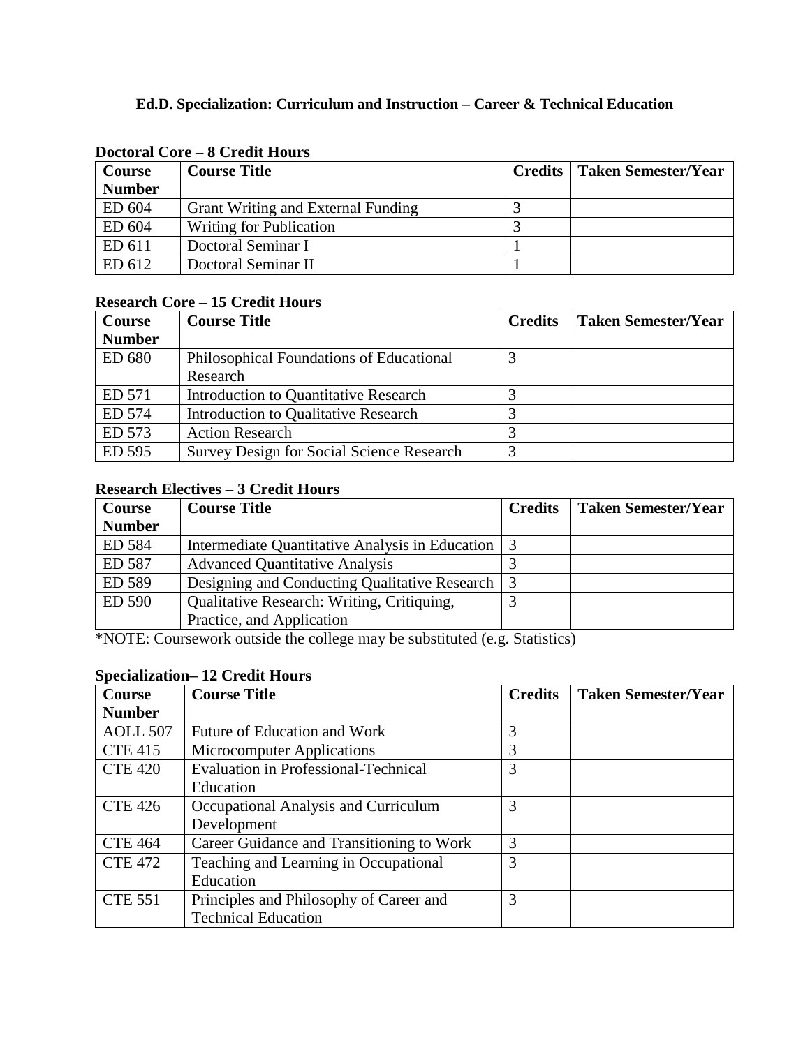# Ed.D. Specialization: Curriculum and Instruction – Career & Technical Education

## Doctoral Core – 8 Credit Hours

| Course Number | Course Title | Credits | Taken Semester/Year |
|---|---|---|---|
| ED 604 | Grant Writing and External Funding | 3 | |
| ED 604 | Writing for Publication | 3 | |
| ED 611 | Doctoral Seminar I | 1 | |
| ED 612 | Doctoral Seminar II | 1 | |

## Research Core – 15 Credit Hours

| Course Number | Course Title | Credits | Taken Semester/Year |
|---|---|---|---|
| ED 680 | Philosophical Foundations of Educational Research | 3 | |
| ED 571 | Introduction to Quantitative Research | 3 | |
| ED 574 | Introduction to Qualitative Research | 3 | |
| ED 573 | Action Research | 3 | |
| ED 595 | Survey Design for Social Science Research | 3 | |

## Research Electives – 3 Credit Hours

| Course Number | Course Title | Credits | Taken Semester/Year |
|---|---|---|---|
| ED 584 | Intermediate Quantitative Analysis in Education | 3 | |
| ED 587 | Advanced Quantitative Analysis | 3 | |
| ED 589 | Designing and Conducting Qualitative Research | 3 | |
| ED 590 | Qualitative Research: Writing, Critiquing, Practice, and Application | 3 | |

*NOTE: Coursework outside the college may be substituted (e.g. Statistics)

## Specialization– 12 Credit Hours

| Course Number | Course Title | Credits | Taken Semester/Year |
|---|---|---|---|
| AOLL 507 | Future of Education and Work | 3 | |
| CTE 415 | Microcomputer Applications | 3 | |
| CTE 420 | Evaluation in Professional-Technical Education | 3 | |
| CTE 426 | Occupational Analysis and Curriculum Development | 3 | |
| CTE 464 | Career Guidance and Transitioning to Work | 3 | |
| CTE 472 | Teaching and Learning in Occupational Education | 3 | |
| CTE 551 | Principles and Philosophy of Career and Technical Education | 3 | |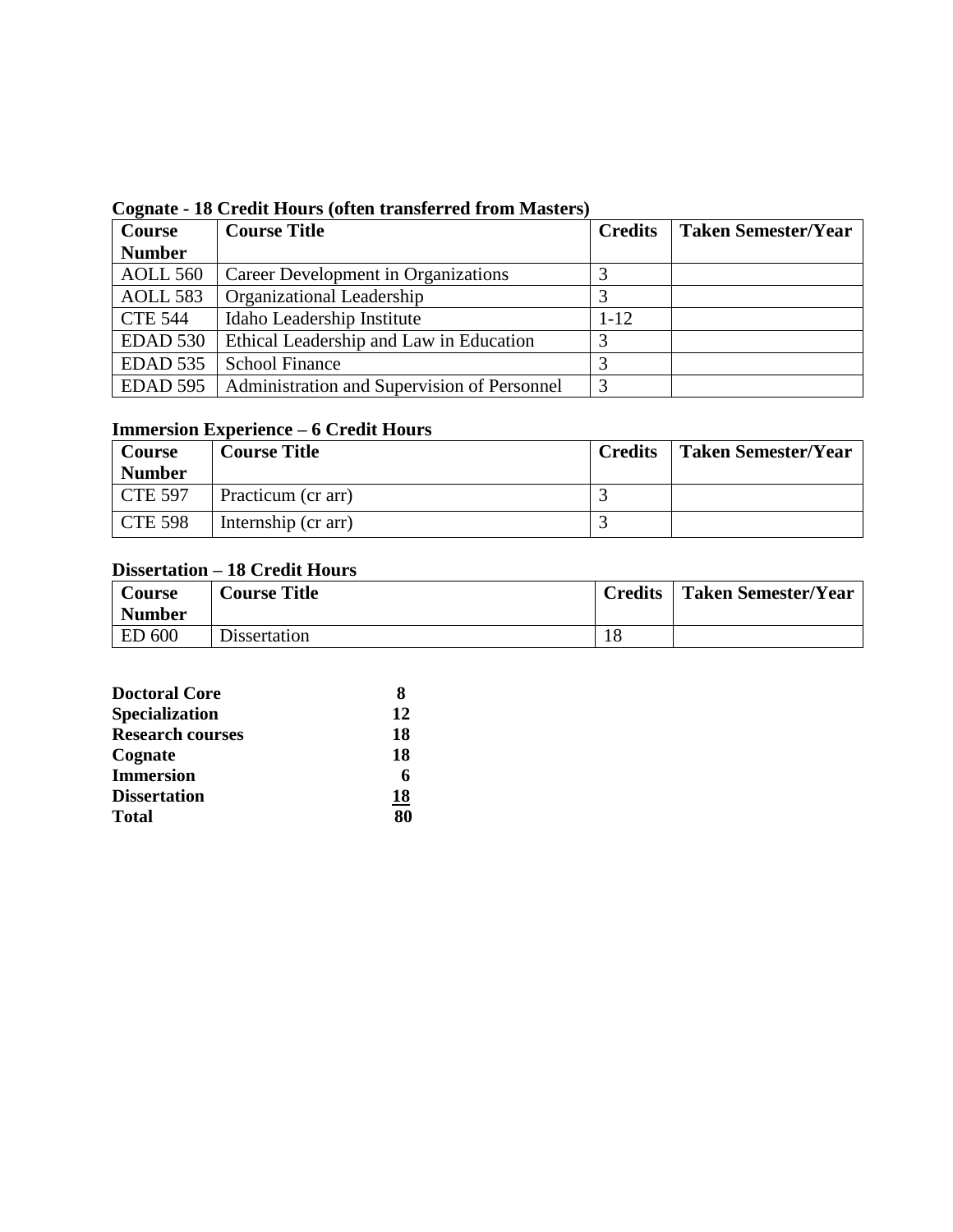**Cognate - 18 Credit Hours (often transferred from Masters)**

| Course Number | Course Title | Credits | Taken Semester/Year |
|---|---|---|---|
| AOLL 560 | Career Development in Organizations | 3 | |
| AOLL 583 | Organizational Leadership | 3 | |
| CTE 544 | Idaho Leadership Institute | 1-12 | |
| EDAD 530 | Ethical Leadership and Law in Education | 3 | |
| EDAD 535 | School Finance | 3 | |
| EDAD 595 | Administration and Supervision of Personnel | 3 | |

**Immersion Experience – 6 Credit Hours**

| Course Number | Course Title | Credits | Taken Semester/Year |
|---|---|---|---|
| CTE 597 | Practicum (cr arr) | 3 | |
| CTE 598 | Internship (cr arr) | 3 | |

**Dissertation – 18 Credit Hours**

| Course Number | Course Title | Credits | Taken Semester/Year |
|---|---|---|---|
| ED 600 | Dissertation | 18 | |

| | |
|---|---|
| **Doctoral Core** | **8** |
| **Specialization** | **12** |
| **Research courses** | **18** |
| **Cognate** | **18** |
| **Immersion** | **6** |
| **Dissertation** | **18** |
| **Total** | **80** |